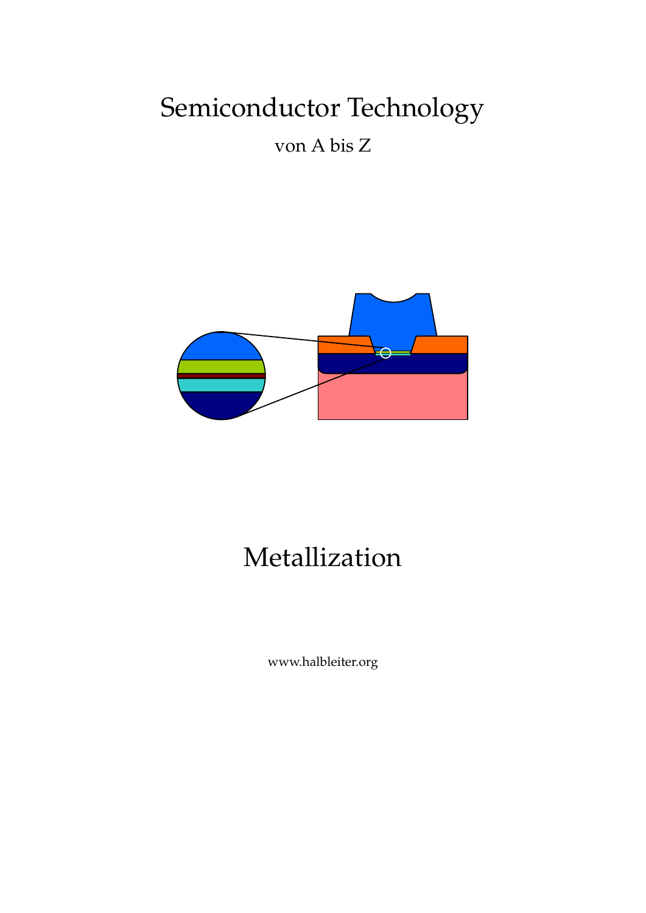# Semiconductor Technology

von A bis Z

# Metallization

www.halbleiter.org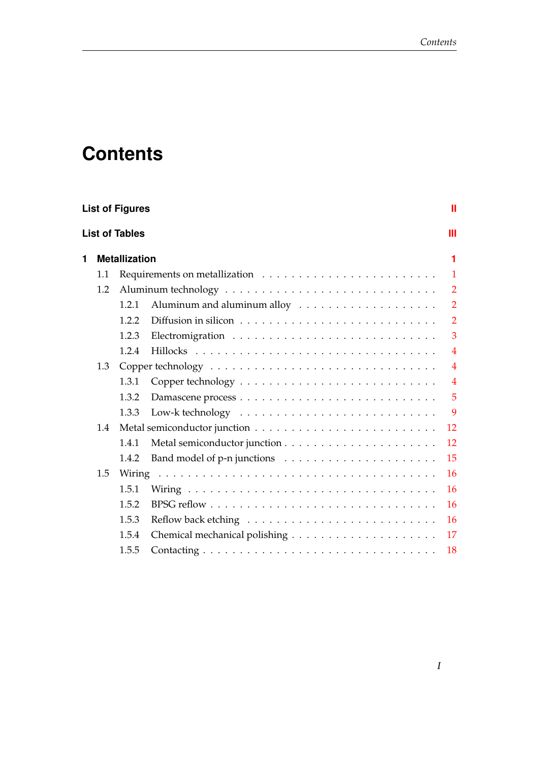# Contents

**List of Figures** **II**

**List of Tables** **III**

**1 Metallization** **1**

- 1.1 Requirements on metallization . . . . . . . . . . . . . . . . . . . . . . . . 1
- 1.2 Aluminum technology . . . . . . . . . . . . . . . . . . . . . . . . . . . . 2
  - 1.2.1 Aluminum and aluminum alloy . . . . . . . . . . . . . . . . . . 2
  - 1.2.2 Diffusion in silicon . . . . . . . . . . . . . . . . . . . . . . . . . 2
  - 1.2.3 Electromigration . . . . . . . . . . . . . . . . . . . . . . . . . . 3
  - 1.2.4 Hillocks . . . . . . . . . . . . . . . . . . . . . . . . . . . . . . . 4
- 1.3 Copper technology . . . . . . . . . . . . . . . . . . . . . . . . . . . . . 4
  - 1.3.1 Copper technology . . . . . . . . . . . . . . . . . . . . . . . . . 4
  - 1.3.2 Damascene process . . . . . . . . . . . . . . . . . . . . . . . . . 5
  - 1.3.3 Low-k technology . . . . . . . . . . . . . . . . . . . . . . . . . . 9
- 1.4 Metal semiconductor junction . . . . . . . . . . . . . . . . . . . . . . . 12
  - 1.4.1 Metal semiconductor junction . . . . . . . . . . . . . . . . . . . 12
  - 1.4.2 Band model of p-n junctions . . . . . . . . . . . . . . . . . . . . 15
- 1.5 Wiring . . . . . . . . . . . . . . . . . . . . . . . . . . . . . . . . . . . . 16
  - 1.5.1 Wiring . . . . . . . . . . . . . . . . . . . . . . . . . . . . . . . . 16
  - 1.5.2 BPSG reflow . . . . . . . . . . . . . . . . . . . . . . . . . . . . . 16
  - 1.5.3 Reflow back etching . . . . . . . . . . . . . . . . . . . . . . . . . 16
  - 1.5.4 Chemical mechanical polishing . . . . . . . . . . . . . . . . . . . 17
  - 1.5.5 Contacting . . . . . . . . . . . . . . . . . . . . . . . . . . . . . . 18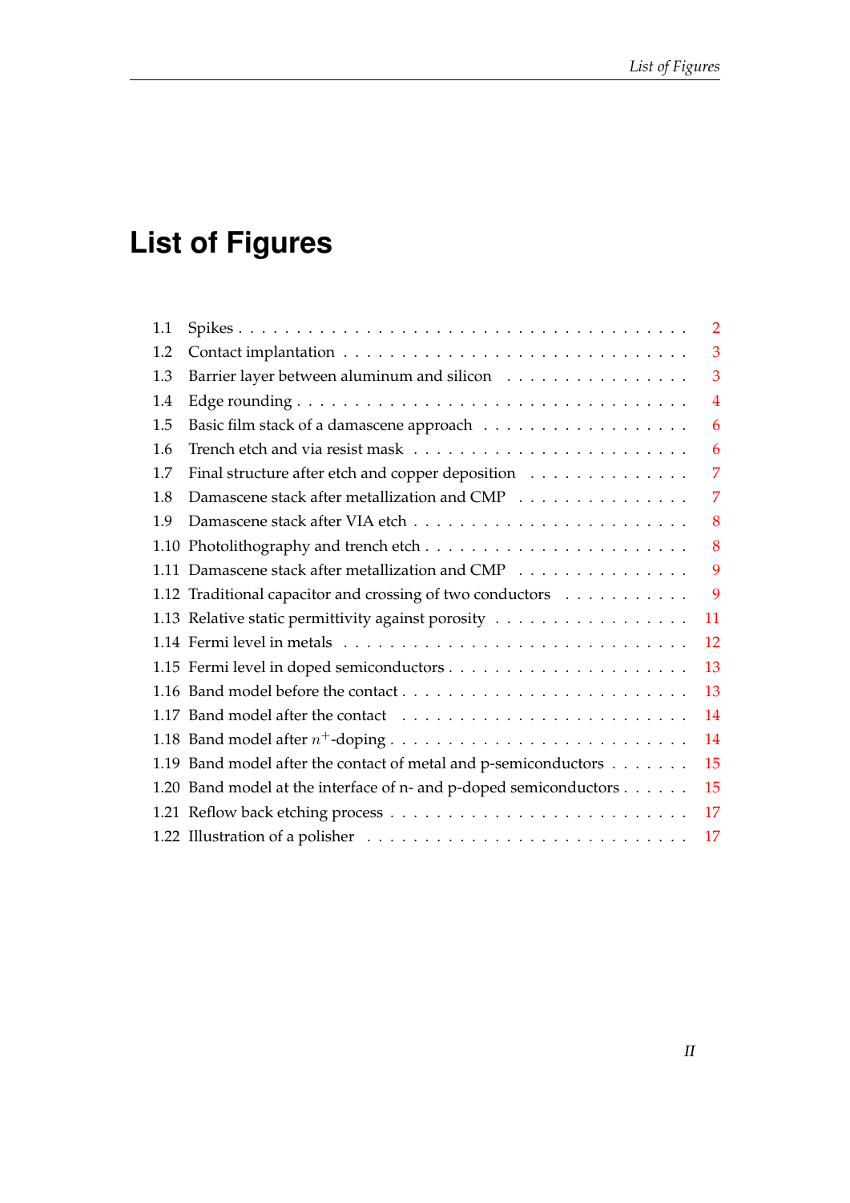# List of Figures

1.1 Spikes . . . . . . . . . . . . . . . . . . . . . . . . . . . . . . . . . . . . 2
1.2 Contact implantation . . . . . . . . . . . . . . . . . . . . . . . . . . . . 3
1.3 Barrier layer between aluminum and silicon . . . . . . . . . . . . . . . . 3
1.4 Edge rounding . . . . . . . . . . . . . . . . . . . . . . . . . . . . . . . . 4
1.5 Basic film stack of a damascene approach . . . . . . . . . . . . . . . . . 6
1.6 Trench etch and via resist mask . . . . . . . . . . . . . . . . . . . . . . 6
1.7 Final structure after etch and copper deposition . . . . . . . . . . . . . 7
1.8 Damascene stack after metallization and CMP . . . . . . . . . . . . . . 7
1.9 Damascene stack after VIA etch . . . . . . . . . . . . . . . . . . . . . . 8
1.10 Photolithography and trench etch . . . . . . . . . . . . . . . . . . . . . 8
1.11 Damascene stack after metallization and CMP . . . . . . . . . . . . . . 9
1.12 Traditional capacitor and crossing of two conductors . . . . . . . . . . 9
1.13 Relative static permittivity against porosity . . . . . . . . . . . . . . . 11
1.14 Fermi level in metals . . . . . . . . . . . . . . . . . . . . . . . . . . . . 12
1.15 Fermi level in doped semiconductors . . . . . . . . . . . . . . . . . . . 13
1.16 Band model before the contact . . . . . . . . . . . . . . . . . . . . . . . 13
1.17 Band model after the contact . . . . . . . . . . . . . . . . . . . . . . . 14
1.18 Band model after $n^+$-doping . . . . . . . . . . . . . . . . . . . . . . . 14
1.19 Band model after the contact of metal and p-semiconductors . . . . . . . 15
1.20 Band model at the interface of n- and p-doped semiconductors . . . . . . 15
1.21 Reflow back etching process . . . . . . . . . . . . . . . . . . . . . . . . 17
1.22 Illustration of a polisher . . . . . . . . . . . . . . . . . . . . . . . . . . 17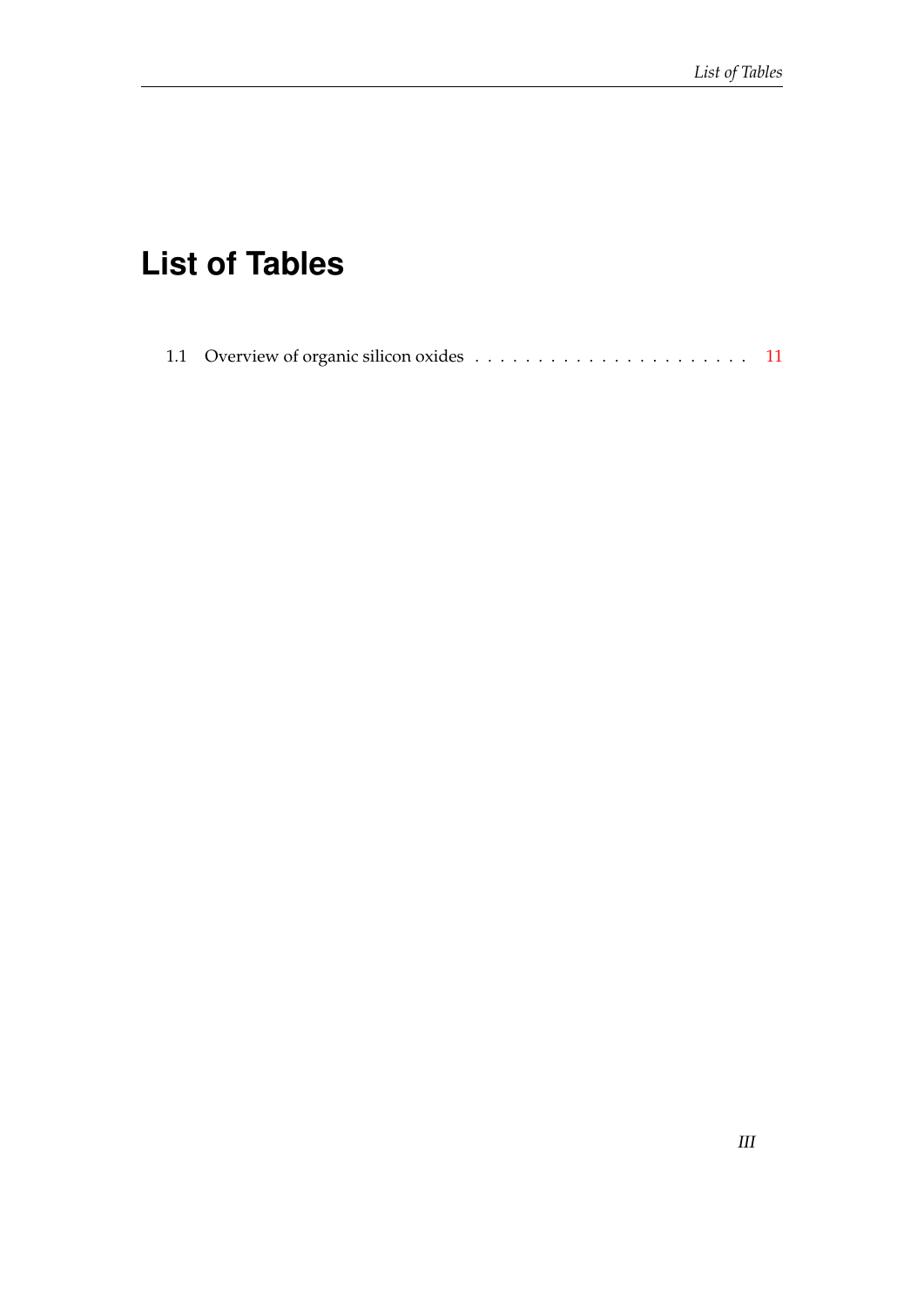# List of Tables

1.1 Overview of organic silicon oxides . . . . . . . . . . . . . . . . . . . . . . . 11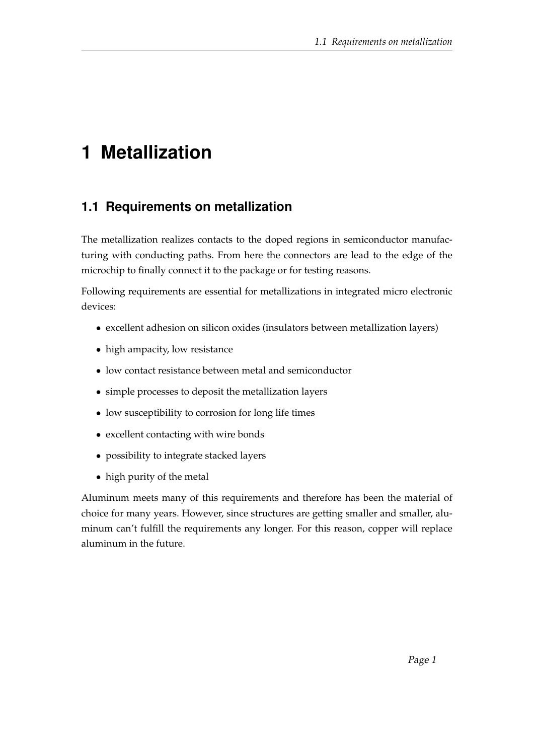# 1 Metallization

## 1.1 Requirements on metallization

The metallization realizes contacts to the doped regions in semiconductor manufacturing with conducting paths. From here the connectors are lead to the edge of the microchip to finally connect it to the package or for testing reasons.

Following requirements are essential for metallizations in integrated micro electronic devices:

- excellent adhesion on silicon oxides (insulators between metallization layers)
- high ampacity, low resistance
- low contact resistance between metal and semiconductor
- simple processes to deposit the metallization layers
- low susceptibility to corrosion for long life times
- excellent contacting with wire bonds
- possibility to integrate stacked layers
- high purity of the metal

Aluminum meets many of this requirements and therefore has been the material of choice for many years. However, since structures are getting smaller and smaller, aluminum can't fulfill the requirements any longer. For this reason, copper will replace aluminum in the future.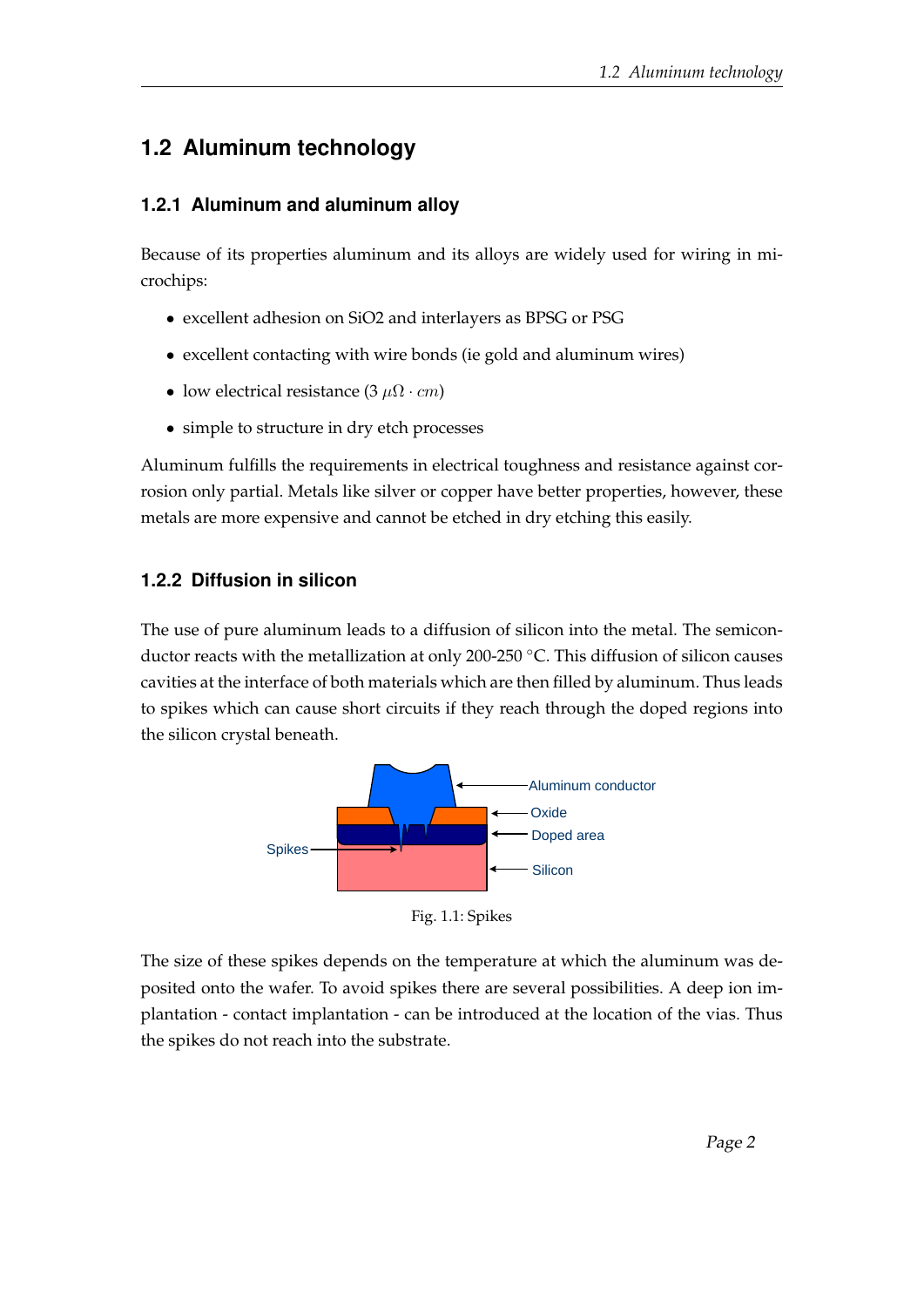## 1.2 Aluminum technology

### 1.2.1 Aluminum and aluminum alloy

Because of its properties aluminum and its alloys are widely used for wiring in microchips:

- excellent adhesion on SiO2 and interlayers as BPSG or PSG
- excellent contacting with wire bonds (ie gold and aluminum wires)
- low electrical resistance (3 $\mu\Omega \cdot cm$)
- simple to structure in dry etch processes

Aluminum fulfills the requirements in electrical toughness and resistance against corrosion only partial. Metals like silver or copper have better properties, however, these metals are more expensive and cannot be etched in dry etching this easily.

### 1.2.2 Diffusion in silicon

The use of pure aluminum leads to a diffusion of silicon into the metal. The semiconductor reacts with the metallization at only 200-250 °C. This diffusion of silicon causes cavities at the interface of both materials which are then filled by aluminum. Thus leads to spikes which can cause short circuits if they reach through the doped regions into the silicon crystal beneath.

Aluminum conductor
Oxide
Doped area
Spikes
Silicon

Fig. 1.1: Spikes

The size of these spikes depends on the temperature at which the aluminum was deposited onto the wafer. To avoid spikes there are several possibilities. A deep ion implantation - contact implantation - can be introduced at the location of the vias. Thus the spikes do not reach into the substrate.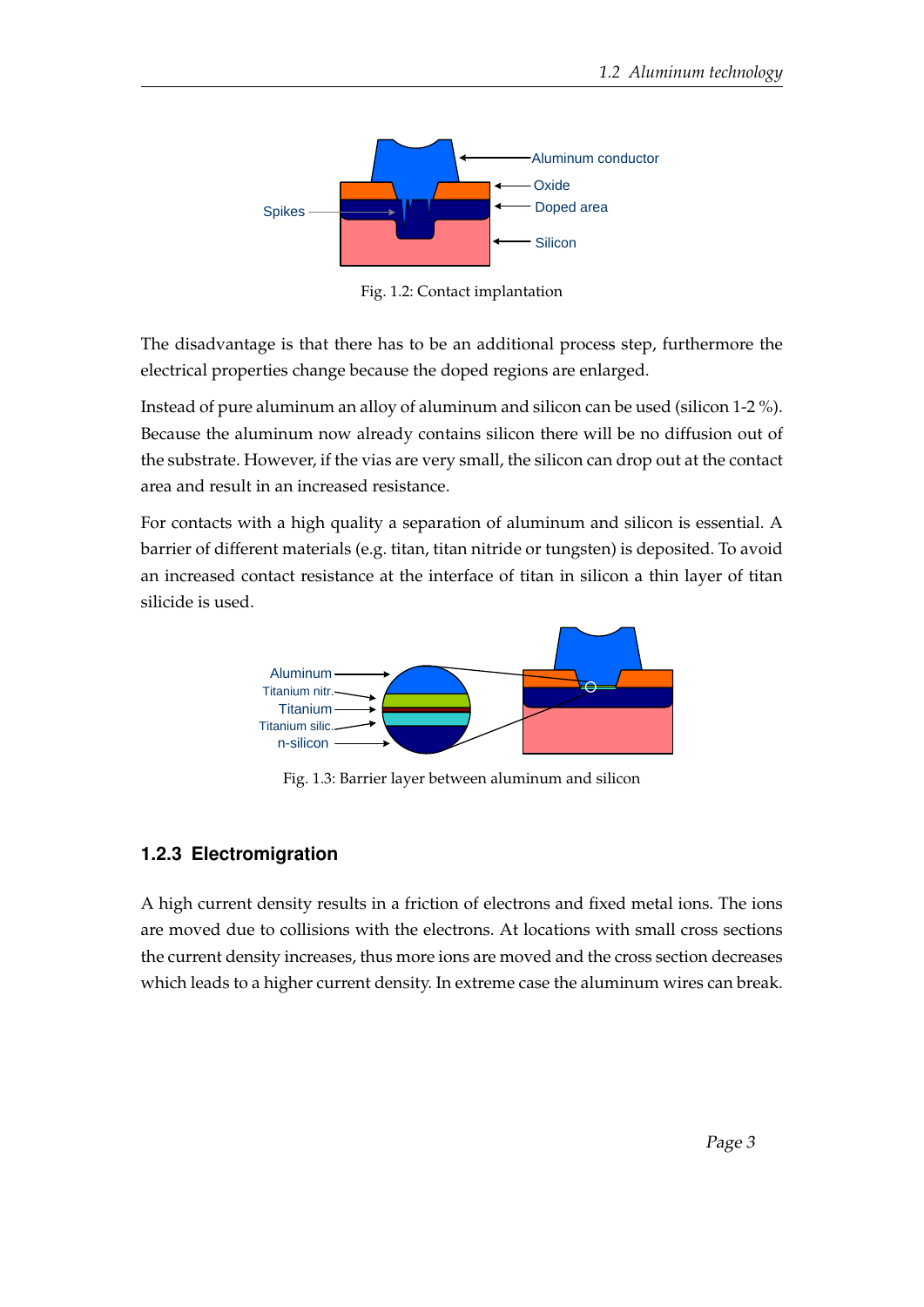Fig. 1.2: Contact implantation

The disadvantage is that there has to be an additional process step, furthermore the electrical properties change because the doped regions are enlarged.

Instead of pure aluminum an alloy of aluminum and silicon can be used (silicon 1-2 %). Because the aluminum now already contains silicon there will be no diffusion out of the substrate. However, if the vias are very small, the silicon can drop out at the contact area and result in an increased resistance.

For contacts with a high quality a separation of aluminum and silicon is essential. A barrier of different materials (e.g. titan, titan nitride or tungsten) is deposited. To avoid an increased contact resistance at the interface of titan in silicon a thin layer of titan silicide is used.

Fig. 1.3: Barrier layer between aluminum and silicon

### 1.2.3 Electromigration

A high current density results in a friction of electrons and fixed metal ions. The ions are moved due to collisions with the electrons. At locations with small cross sections the current density increases, thus more ions are moved and the cross section decreases which leads to a higher current density. In extreme case the aluminum wires can break.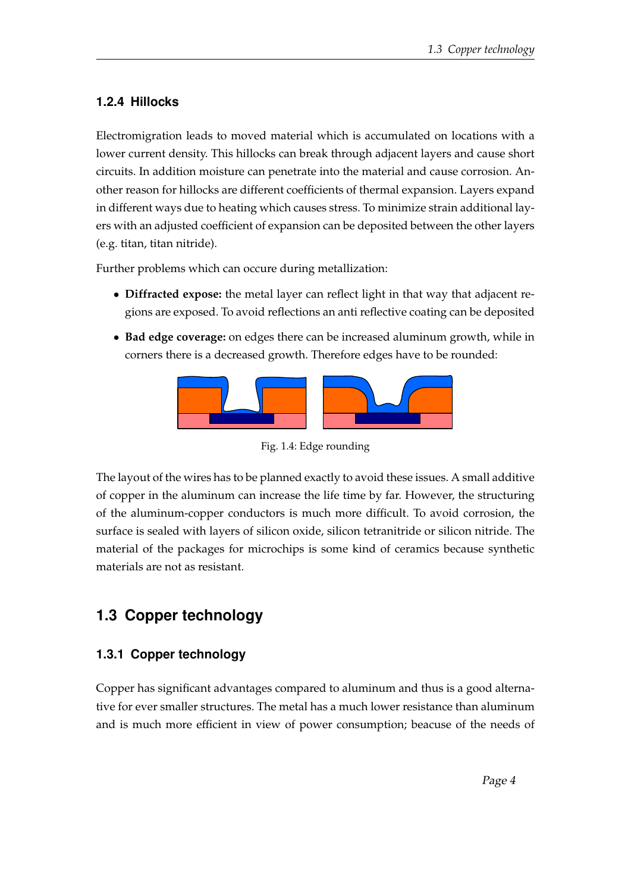### 1.2.4 Hillocks

Electromigration leads to moved material which is accumulated on locations with a lower current density. This hillocks can break through adjacent layers and cause short circuits. In addition moisture can penetrate into the material and cause corrosion. Another reason for hillocks are different coefficients of thermal expansion. Layers expand in different ways due to heating which causes stress. To minimize strain additional layers with an adjusted coefficient of expansion can be deposited between the other layers (e.g. titan, titan nitride).

Further problems which can occure during metallization:

- **Diffracted expose:** the metal layer can reflect light in that way that adjacent regions are exposed. To avoid reflections an anti reflective coating can be deposited
- **Bad edge coverage:** on edges there can be increased aluminum growth, while in corners there is a decreased growth. Therefore edges have to be rounded:

Fig. 1.4: Edge rounding

The layout of the wires has to be planned exactly to avoid these issues. A small additive of copper in the aluminum can increase the life time by far. However, the structuring of the aluminum-copper conductors is much more difficult. To avoid corrosion, the surface is sealed with layers of silicon oxide, silicon tetranitride or silicon nitride. The material of the packages for microchips is some kind of ceramics because synthetic materials are not as resistant.

## 1.3 Copper technology

### 1.3.1 Copper technology

Copper has significant advantages compared to aluminum and thus is a good alternative for ever smaller structures. The metal has a much lower resistance than aluminum and is much more efficient in view of power consumption; beacuse of the needs of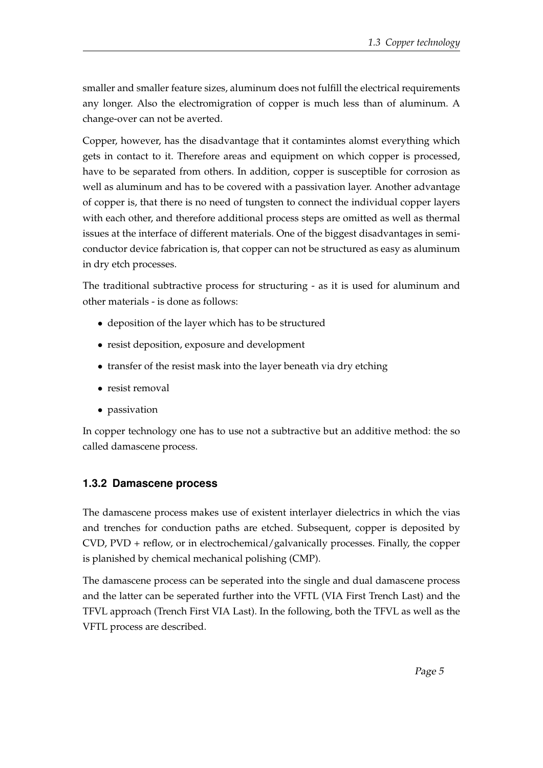smaller and smaller feature sizes, aluminum does not fulfill the electrical requirements any longer. Also the electromigration of copper is much less than of aluminum. A change-over can not be averted.

Copper, however, has the disadvantage that it contamintes alomst everything which gets in contact to it. Therefore areas and equipment on which copper is processed, have to be separated from others. In addition, copper is susceptible for corrosion as well as aluminum and has to be covered with a passivation layer. Another advantage of copper is, that there is no need of tungsten to connect the individual copper layers with each other, and therefore additional process steps are omitted as well as thermal issues at the interface of different materials. One of the biggest disadvantages in semiconductor device fabrication is, that copper can not be structured as easy as aluminum in dry etch processes.

The traditional subtractive process for structuring - as it is used for aluminum and other materials - is done as follows:

- deposition of the layer which has to be structured
- resist deposition, exposure and development
- transfer of the resist mask into the layer beneath via dry etching
- resist removal
- passivation

In copper technology one has to use not a subtractive but an additive method: the so called damascene process.

### 1.3.2 Damascene process

The damascene process makes use of existent interlayer dielectrics in which the vias and trenches for conduction paths are etched. Subsequent, copper is deposited by CVD, PVD + reflow, or in electrochemical/galvanically processes. Finally, the copper is planished by chemical mechanical polishing (CMP).

The damascene process can be seperated into the single and dual damascene process and the latter can be seperated further into the VFTL (VIA First Trench Last) and the TFVL approach (Trench First VIA Last). In the following, both the TFVL as well as the VFTL process are described.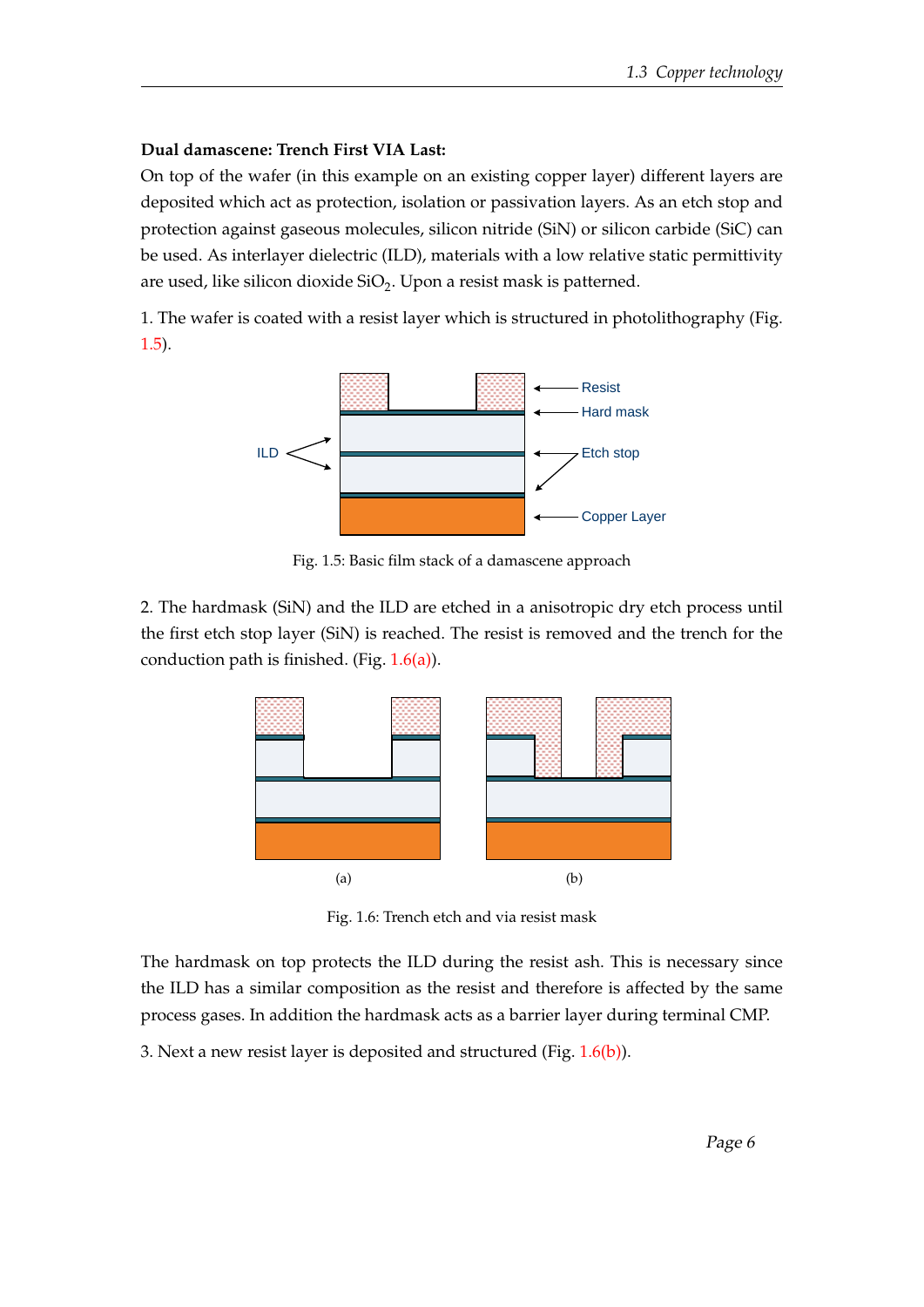**Dual damascene: Trench First VIA Last:**

On top of the wafer (in this example on an existing copper layer) different layers are deposited which act as protection, isolation or passivation layers. As an etch stop and protection against gaseous molecules, silicon nitride (SiN) or silicon carbide (SiC) can be used. As interlayer dielectric (ILD), materials with a low relative static permittivity are used, like silicon dioxide $SiO_2$. Upon a resist mask is patterned.

1. The wafer is coated with a resist layer which is structured in photolithography (Fig. 1.5).

Fig. 1.5: Basic film stack of a damascene approach

2. The hardmask (SiN) and the ILD are etched in a anisotropic dry etch process until the first etch stop layer (SiN) is reached. The resist is removed and the trench for the conduction path is finished. (Fig. 1.6(a)).

(a) (b)

Fig. 1.6: Trench etch and via resist mask

The hardmask on top protects the ILD during the resist ash. This is necessary since the ILD has a similar composition as the resist and therefore is affected by the same process gases. In addition the hardmask acts as a barrier layer during terminal CMP.

3. Next a new resist layer is deposited and structured (Fig. 1.6(b)).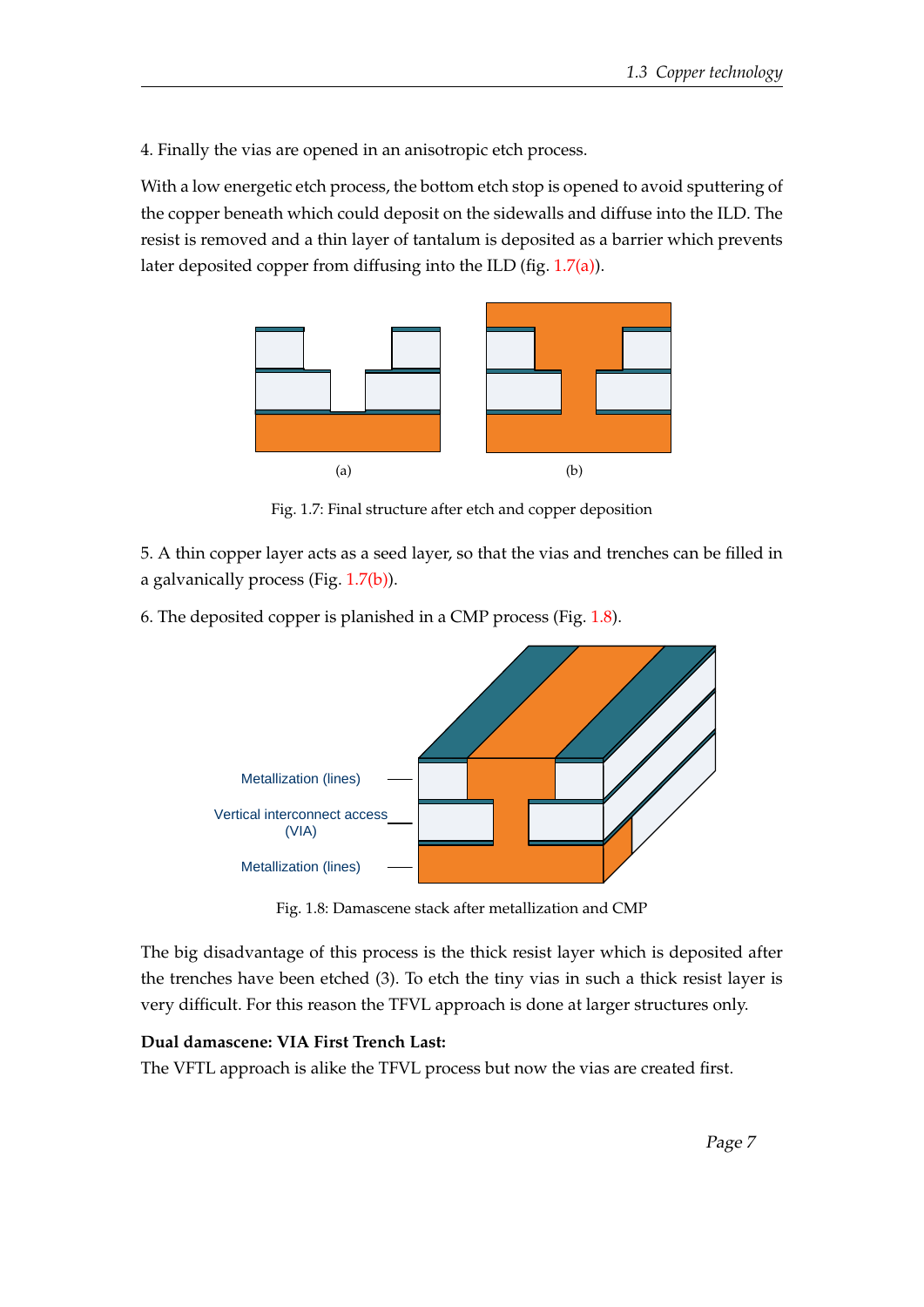4. Finally the vias are opened in an anisotropic etch process.

With a low energetic etch process, the bottom etch stop is opened to avoid sputtering of the copper beneath which could deposit on the sidewalls and diffuse into the ILD. The resist is removed and a thin layer of tantalum is deposited as a barrier which prevents later deposited copper from diffusing into the ILD (fig. 1.7(a)).

(a) (b)

Fig. 1.7: Final structure after etch and copper deposition

5. A thin copper layer acts as a seed layer, so that the vias and trenches can be filled in a galvanically process (Fig. 1.7(b)).

6. The deposited copper is planished in a CMP process (Fig. 1.8).

Metallization (lines)

Vertical interconnect access (VIA)

Metallization (lines)

Fig. 1.8: Damascene stack after metallization and CMP

The big disadvantage of this process is the thick resist layer which is deposited after the trenches have been etched (3). To etch the tiny vias in such a thick resist layer is very difficult. For this reason the TFVL approach is done at larger structures only.

**Dual damascene: VIA First Trench Last:**
The VFTL approach is alike the TFVL process but now the vias are created first.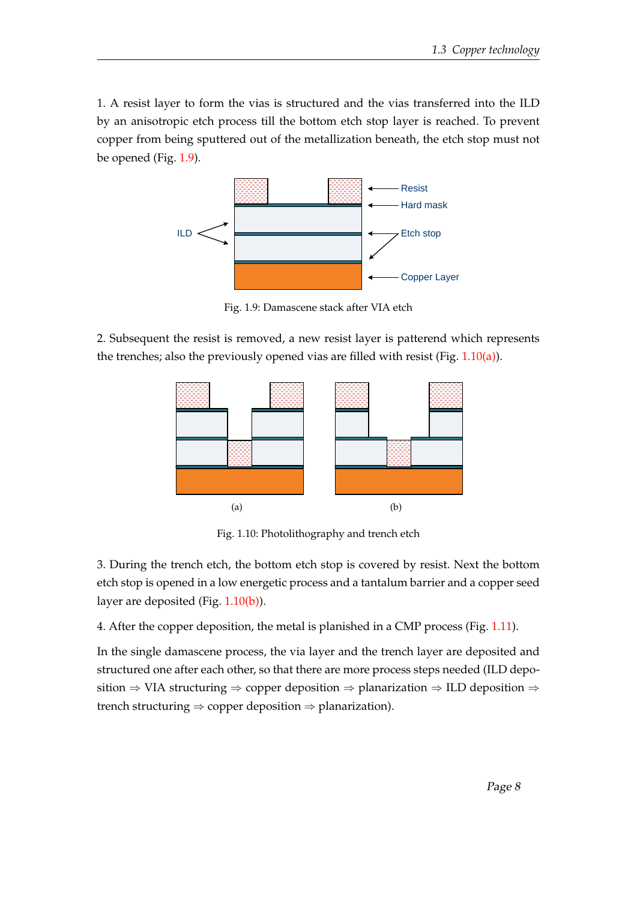1. A resist layer to form the vias is structured and the vias transferred into the ILD by an anisotropic etch process till the bottom etch stop layer is reached. To prevent copper from being sputtered out of the metallization beneath, the etch stop must not be opened (Fig. 1.9).

Fig. 1.9: Damascene stack after VIA etch

2. Subsequent the resist is removed, a new resist layer is patterend which represents the trenches; also the previously opened vias are filled with resist (Fig. 1.10(a)).

(a)

(b)

Fig. 1.10: Photolithography and trench etch

3. During the trench etch, the bottom etch stop is covered by resist. Next the bottom etch stop is opened in a low energetic process and a tantalum barrier and a copper seed layer are deposited (Fig. 1.10(b)).

4. After the copper deposition, the metal is planished in a CMP process (Fig. 1.11).

In the single damascene process, the via layer and the trench layer are deposited and structured one after each other, so that there are more process steps needed (ILD deposition ⇒ VIA structuring ⇒ copper deposition ⇒ planarization ⇒ ILD deposition ⇒ trench structuring ⇒ copper deposition ⇒ planarization).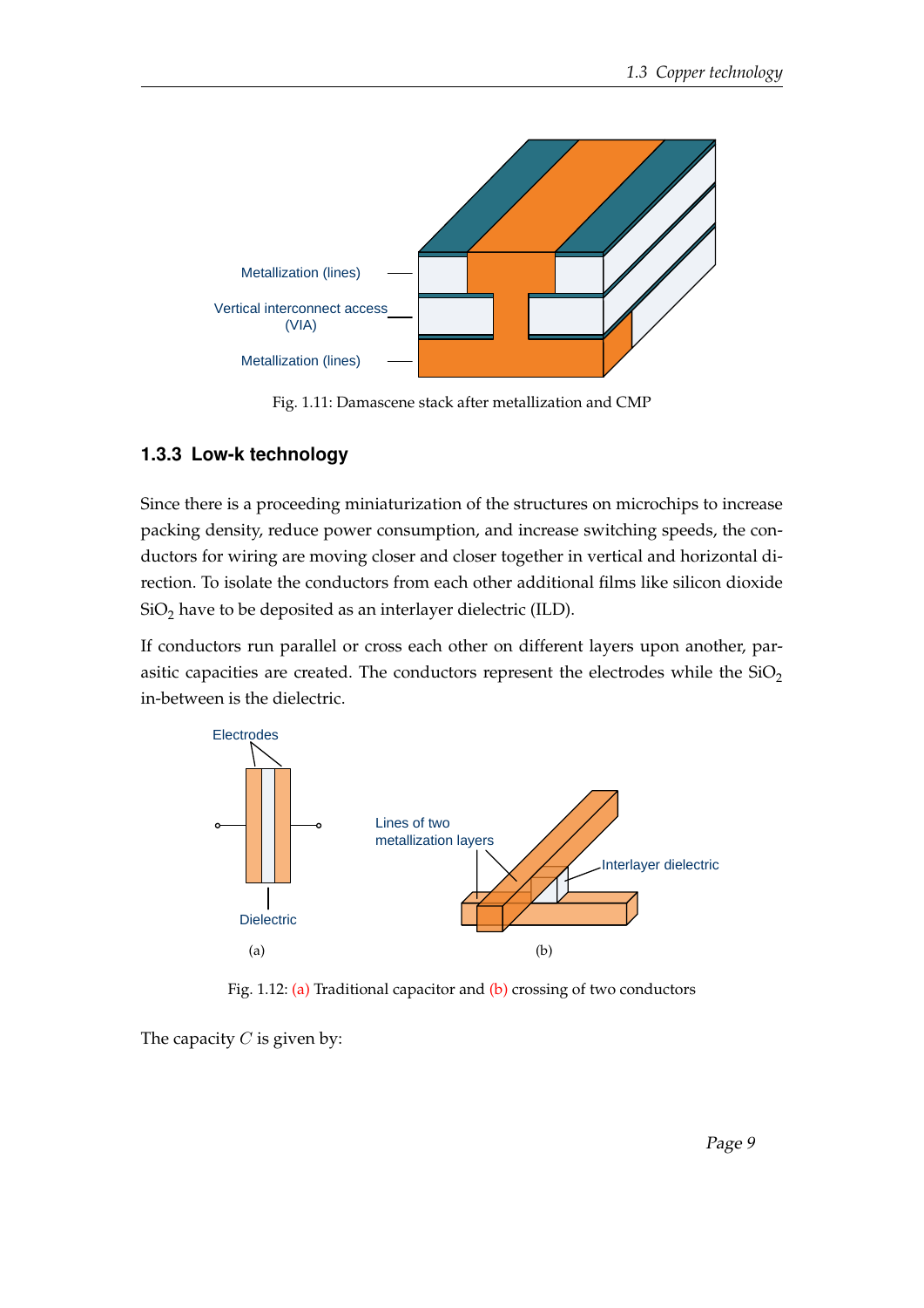Fig. 1.11: Damascene stack after metallization and CMP

### 1.3.3 Low-k technology

Since there is a proceeding miniaturization of the structures on microchips to increase packing density, reduce power consumption, and increase switching speeds, the conductors for wiring are moving closer and closer together in vertical and horizontal direction. To isolate the conductors from each other additional films like silicon dioxide $SiO_2$ have to be deposited as an interlayer dielectric (ILD).

If conductors run parallel or cross each other on different layers upon another, parasitic capacities are created. The conductors represent the electrodes while the $SiO_2$ in-between is the dielectric.

Fig. 1.12: (a) Traditional capacitor and (b) crossing of two conductors

The capacity $C$ is given by: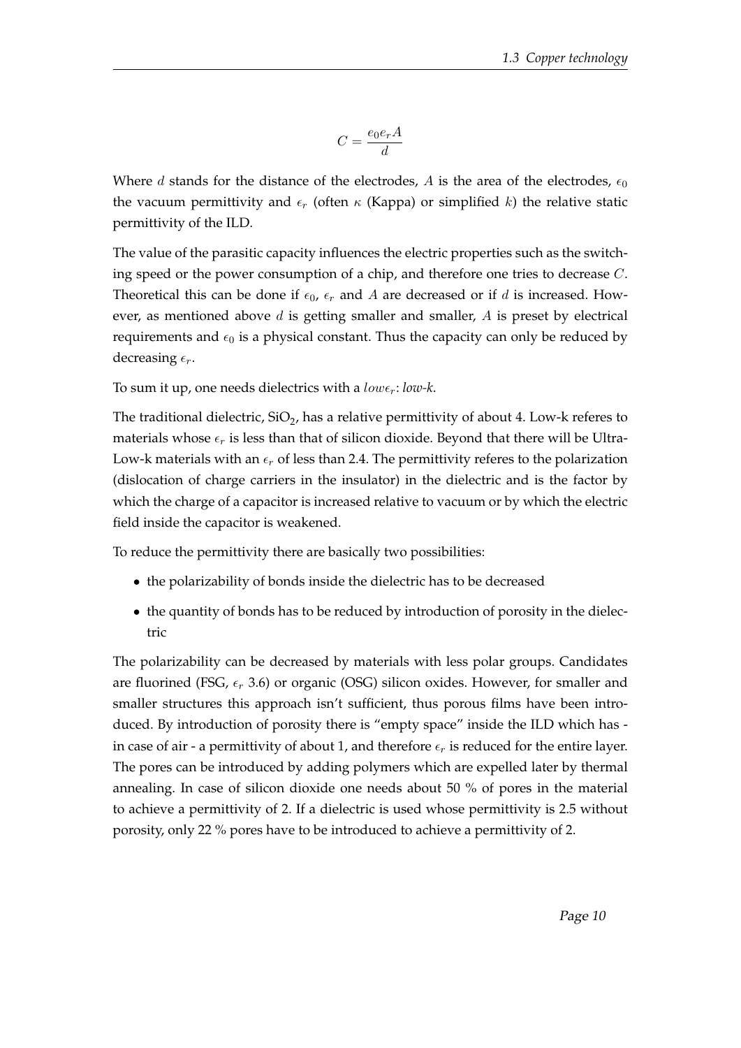$$C = \frac{e_0 e_r A}{d}$$

Where $d$ stands for the distance of the electrodes, $A$ is the area of the electrodes, $\epsilon_0$ the vacuum permittivity and $\epsilon_r$ (often $\kappa$ (Kappa) or simplified $k$) the relative static permittivity of the ILD.

The value of the parasitic capacity influences the electric properties such as the switching speed or the power consumption of a chip, and therefore one tries to decrease $C$. Theoretical this can be done if $\epsilon_0$, $\epsilon_r$ and $A$ are decreased or if $d$ is increased. However, as mentioned above $d$ is getting smaller and smaller, $A$ is preset by electrical requirements and $\epsilon_0$ is a physical constant. Thus the capacity can only be reduced by decreasing $\epsilon_r$.

To sum it up, one needs dielectrics with a $low \epsilon_r$: *low-k*.

The traditional dielectric, $SiO_2$, has a relative permittivity of about 4. Low-k referes to materials whose $\epsilon_r$ is less than that of silicon dioxide. Beyond that there will be Ultra-Low-k materials with an $\epsilon_r$ of less than 2.4. The permittivity referes to the polarization (dislocation of charge carriers in the insulator) in the dielectric and is the factor by which the charge of a capacitor is increased relative to vacuum or by which the electric field inside the capacitor is weakened.

To reduce the permittivity there are basically two possibilities:

- the polarizability of bonds inside the dielectric has to be decreased
- the quantity of bonds has to be reduced by introduction of porosity in the dielectric

The polarizability can be decreased by materials with less polar groups. Candidates are fluorined (FSG, $\epsilon_r$ 3.6) or organic (OSG) silicon oxides. However, for smaller and smaller structures this approach isn't sufficient, thus porous films have been introduced. By introduction of porosity there is "empty space" inside the ILD which has - in case of air - a permittivity of about 1, and therefore $\epsilon_r$ is reduced for the entire layer. The pores can be introduced by adding polymers which are expelled later by thermal annealing. In case of silicon dioxide one needs about 50 % of pores in the material to achieve a permittivity of 2. If a dielectric is used whose permittivity is 2.5 without porosity, only 22 % pores have to be introduced to achieve a permittivity of 2.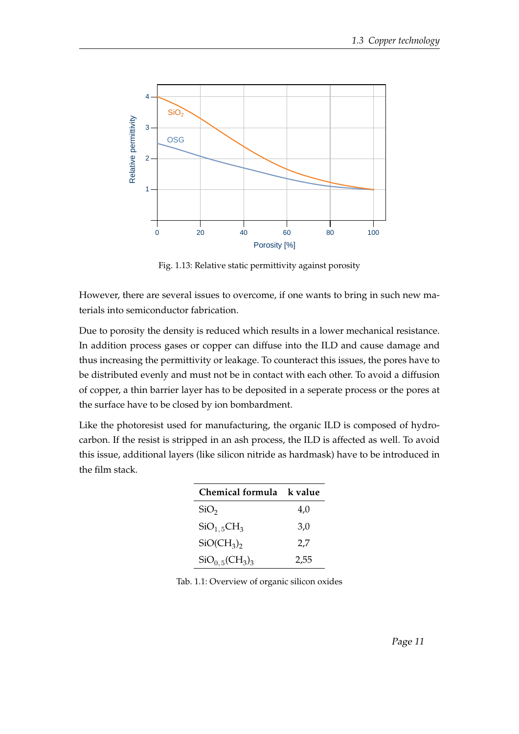Fig. 1.13: Relative static permittivity against porosity

However, there are several issues to overcome, if one wants to bring in such new materials into semiconductor fabrication.

Due to porosity the density is reduced which results in a lower mechanical resistance. In addition process gases or copper can diffuse into the ILD and cause damage and thus increasing the permittivity or leakage. To counteract this issues, the pores have to be distributed evenly and must not be in contact with each other. To avoid a diffusion of copper, a thin barrier layer has to be deposited in a seperate process or the pores at the surface have to be closed by ion bombardment.

Like the photoresist used for manufacturing, the organic ILD is composed of hydrocarbon. If the resist is stripped in an ash process, the ILD is affected as well. To avoid this issue, additional layers (like silicon nitride as hardmask) have to be introduced in the film stack.

| **Chemical formula** | **k value** |
|---|---|
| $SiO_2$ | 4,0 |
| $SiO_{1,5}CH_3$ | 3,0 |
| $SiO(CH_3)_2$ | 2,7 |
| $SiO_{0,5}(CH_3)_3$ | 2,55 |

Tab. 1.1: Overview of organic silicon oxides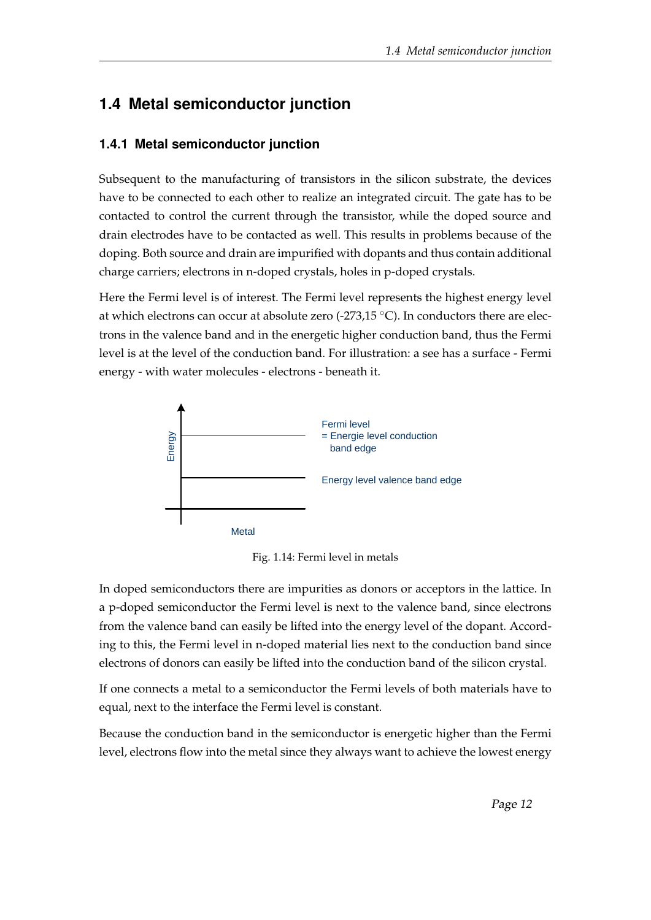## 1.4 Metal semiconductor junction

### 1.4.1 Metal semiconductor junction

Subsequent to the manufacturing of transistors in the silicon substrate, the devices have to be connected to each other to realize an integrated circuit. The gate has to be contacted to control the current through the transistor, while the doped source and drain electrodes have to be contacted as well. This results in problems because of the doping. Both source and drain are impurified with dopants and thus contain additional charge carriers; electrons in n-doped crystals, holes in p-doped crystals.

Here the Fermi level is of interest. The Fermi level represents the highest energy level at which electrons can occur at absolute zero (-273,15 °C). In conductors there are electrons in the valence band and in the energetic higher conduction band, thus the Fermi level is at the level of the conduction band. For illustration: a see has a surface - Fermi energy - with water molecules - electrons - beneath it.

Energy

Fermi level
= Energie level conduction
band edge

Energy level valence band edge

Metal

Fig. 1.14: Fermi level in metals

In doped semiconductors there are impurities as donors or acceptors in the lattice. In a p-doped semiconductor the Fermi level is next to the valence band, since electrons from the valence band can easily be lifted into the energy level of the dopant. According to this, the Fermi level in n-doped material lies next to the conduction band since electrons of donors can easily be lifted into the conduction band of the silicon crystal.

If one connects a metal to a semiconductor the Fermi levels of both materials have to equal, next to the interface the Fermi level is constant.

Because the conduction band in the semiconductor is energetic higher than the Fermi level, electrons flow into the metal since they always want to achieve the lowest energy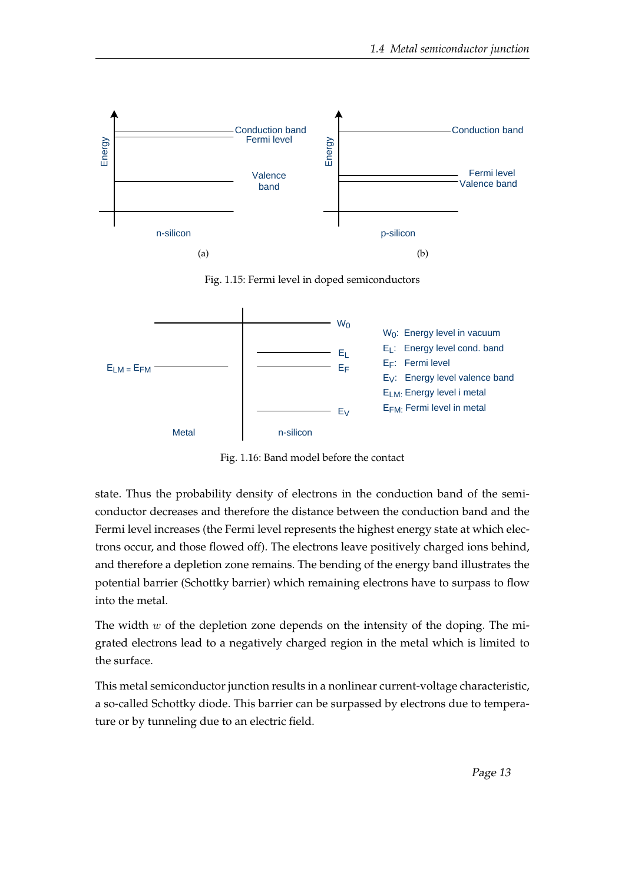Fig. 1.15: Fermi level in doped semiconductors

Fig. 1.16: Band model before the contact

state. Thus the probability density of electrons in the conduction band of the semiconductor decreases and therefore the distance between the conduction band and the Fermi level increases (the Fermi level represents the highest energy state at which electrons occur, and those flowed off). The electrons leave positively charged ions behind, and therefore a depletion zone remains. The bending of the energy band illustrates the potential barrier (Schottky barrier) which remaining electrons have to surpass to flow into the metal.

The width $w$ of the depletion zone depends on the intensity of the doping. The migrated electrons lead to a negatively charged region in the metal which is limited to the surface.

This metal semiconductor junction results in a nonlinear current-voltage characteristic, a so-called Schottky diode. This barrier can be surpassed by electrons due to temperature or by tunneling due to an electric field.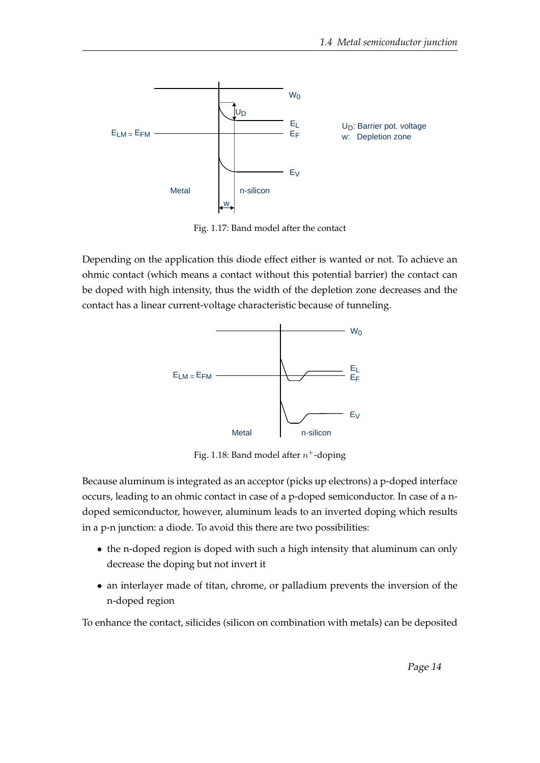Fig. 1.17: Band model after the contact

Depending on the application this diode effect either is wanted or not. To achieve an ohmic contact (which means a contact without this potential barrier) the contact can be doped with high intensity, thus the width of the depletion zone decreases and the contact has a linear current-voltage characteristic because of tunneling.

Fig. 1.18: Band model after $n^+$-doping

Because aluminum is integrated as an acceptor (picks up electrons) a p-doped interface occurs, leading to an ohmic contact in case of a p-doped semiconductor. In case of a n-doped semiconductor, however, aluminum leads to an inverted doping which results in a p-n junction: a diode. To avoid this there are two possibilities:

- the n-doped region is doped with such a high intensity that aluminum can only decrease the doping but not invert it
- an interlayer made of titan, chrome, or palladium prevents the inversion of the n-doped region

To enhance the contact, silicides (silicon on combination with metals) can be deposited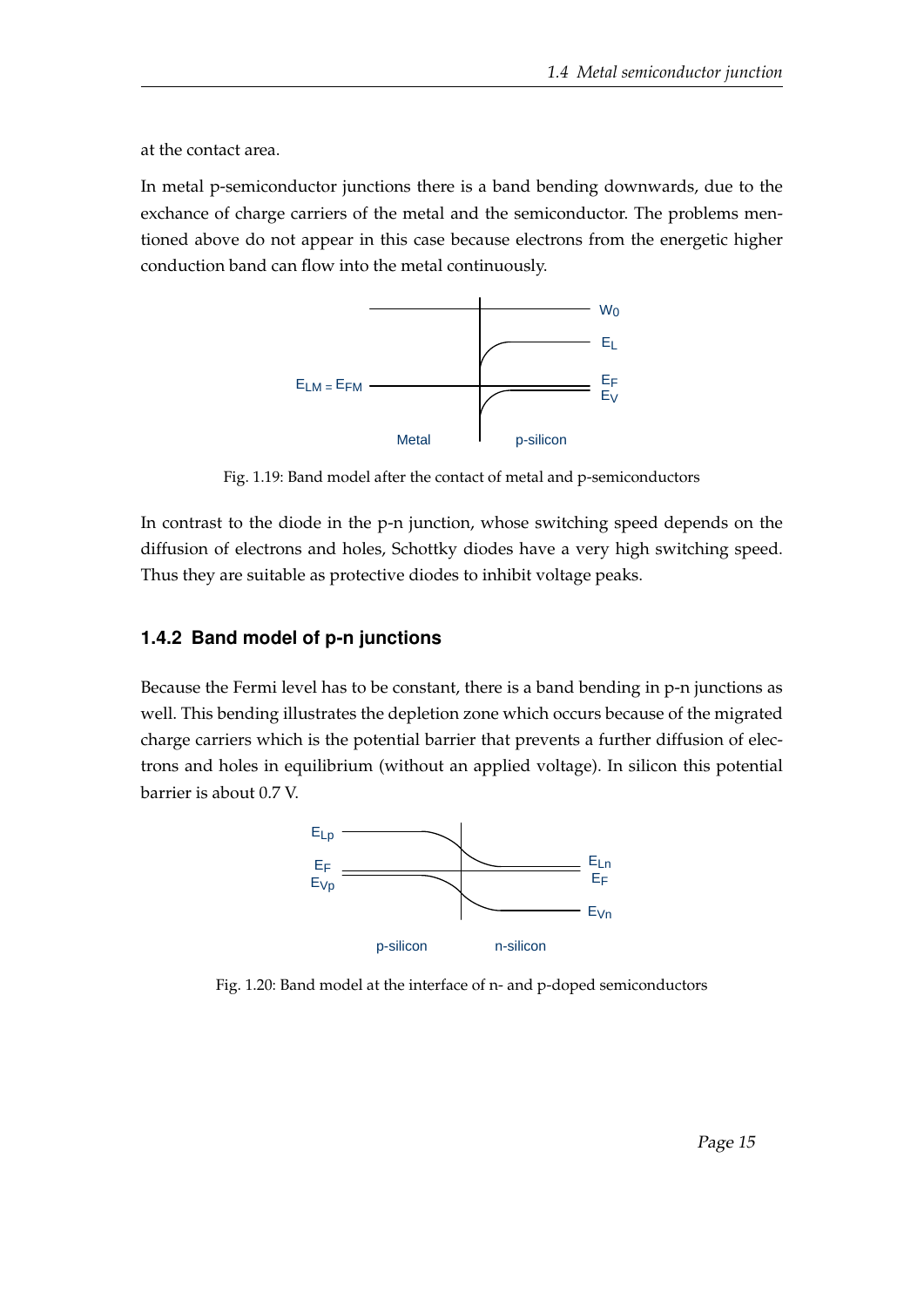at the contact area.

In metal p-semiconductor junctions there is a band bending downwards, due to the exchance of charge carriers of the metal and the semiconductor. The problems mentioned above do not appear in this case because electrons from the energetic higher conduction band can flow into the metal continuously.

Fig. 1.19: Band model after the contact of metal and p-semiconductors

In contrast to the diode in the p-n junction, whose switching speed depends on the diffusion of electrons and holes, Schottky diodes have a very high switching speed. Thus they are suitable as protective diodes to inhibit voltage peaks.

### 1.4.2 Band model of p-n junctions

Because the Fermi level has to be constant, there is a band bending in p-n junctions as well. This bending illustrates the depletion zone which occurs because of the migrated charge carriers which is the potential barrier that prevents a further diffusion of electrons and holes in equilibrium (without an applied voltage). In silicon this potential barrier is about 0.7 V.

Fig. 1.20: Band model at the interface of n- and p-doped semiconductors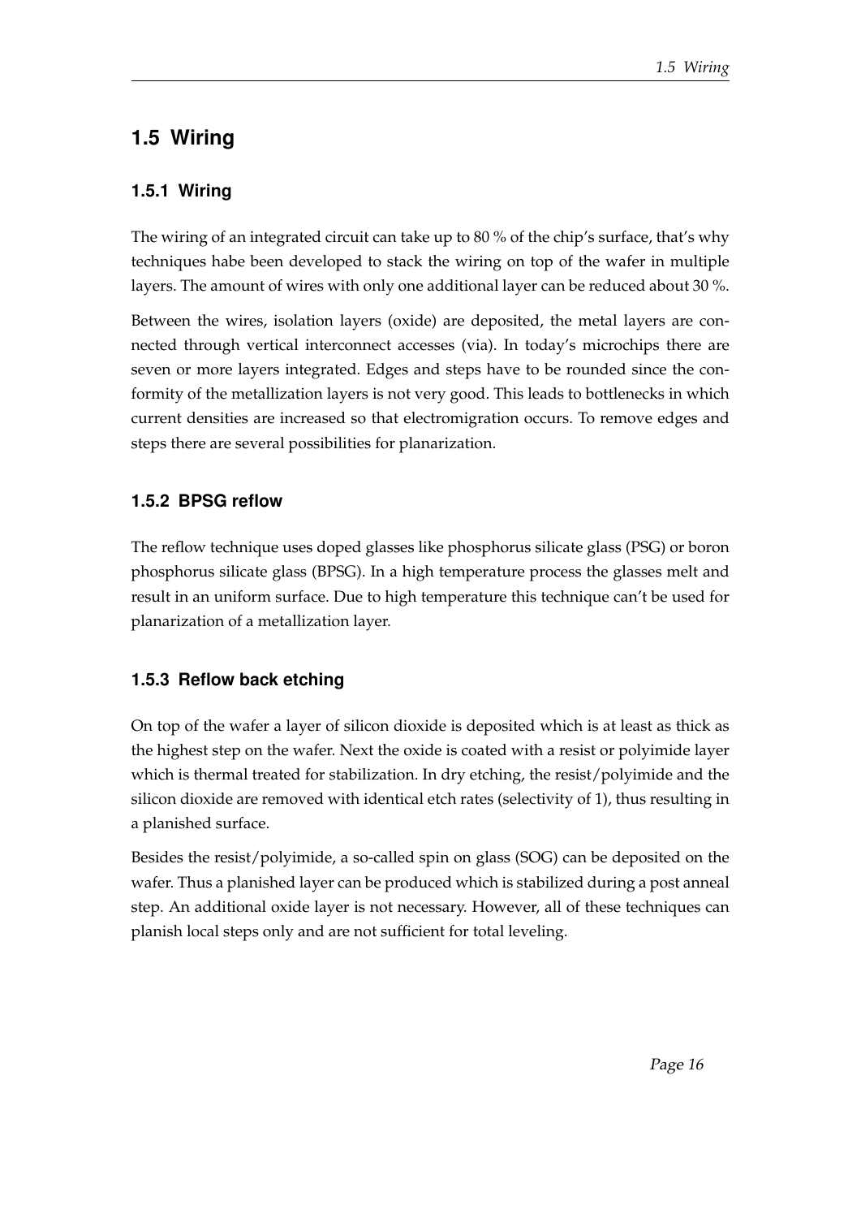## 1.5 Wiring

### 1.5.1 Wiring

The wiring of an integrated circuit can take up to 80 % of the chip's surface, that's why techniques habe been developed to stack the wiring on top of the wafer in multiple layers. The amount of wires with only one additional layer can be reduced about 30 %.

Between the wires, isolation layers (oxide) are deposited, the metal layers are connected through vertical interconnect accesses (via). In today's microchips there are seven or more layers integrated. Edges and steps have to be rounded since the conformity of the metallization layers is not very good. This leads to bottlenecks in which current densities are increased so that electromigration occurs. To remove edges and steps there are several possibilities for planarization.

### 1.5.2 BPSG reflow

The reflow technique uses doped glasses like phosphorus silicate glass (PSG) or boron phosphorus silicate glass (BPSG). In a high temperature process the glasses melt and result in an uniform surface. Due to high temperature this technique can't be used for planarization of a metallization layer.

### 1.5.3 Reflow back etching

On top of the wafer a layer of silicon dioxide is deposited which is at least as thick as the highest step on the wafer. Next the oxide is coated with a resist or polyimide layer which is thermal treated for stabilization. In dry etching, the resist/polyimide and the silicon dioxide are removed with identical etch rates (selectivity of 1), thus resulting in a planished surface.

Besides the resist/polyimide, a so-called spin on glass (SOG) can be deposited on the wafer. Thus a planished layer can be produced which is stabilized during a post anneal step. An additional oxide layer is not necessary. However, all of these techniques can planish local steps only and are not sufficient for total leveling.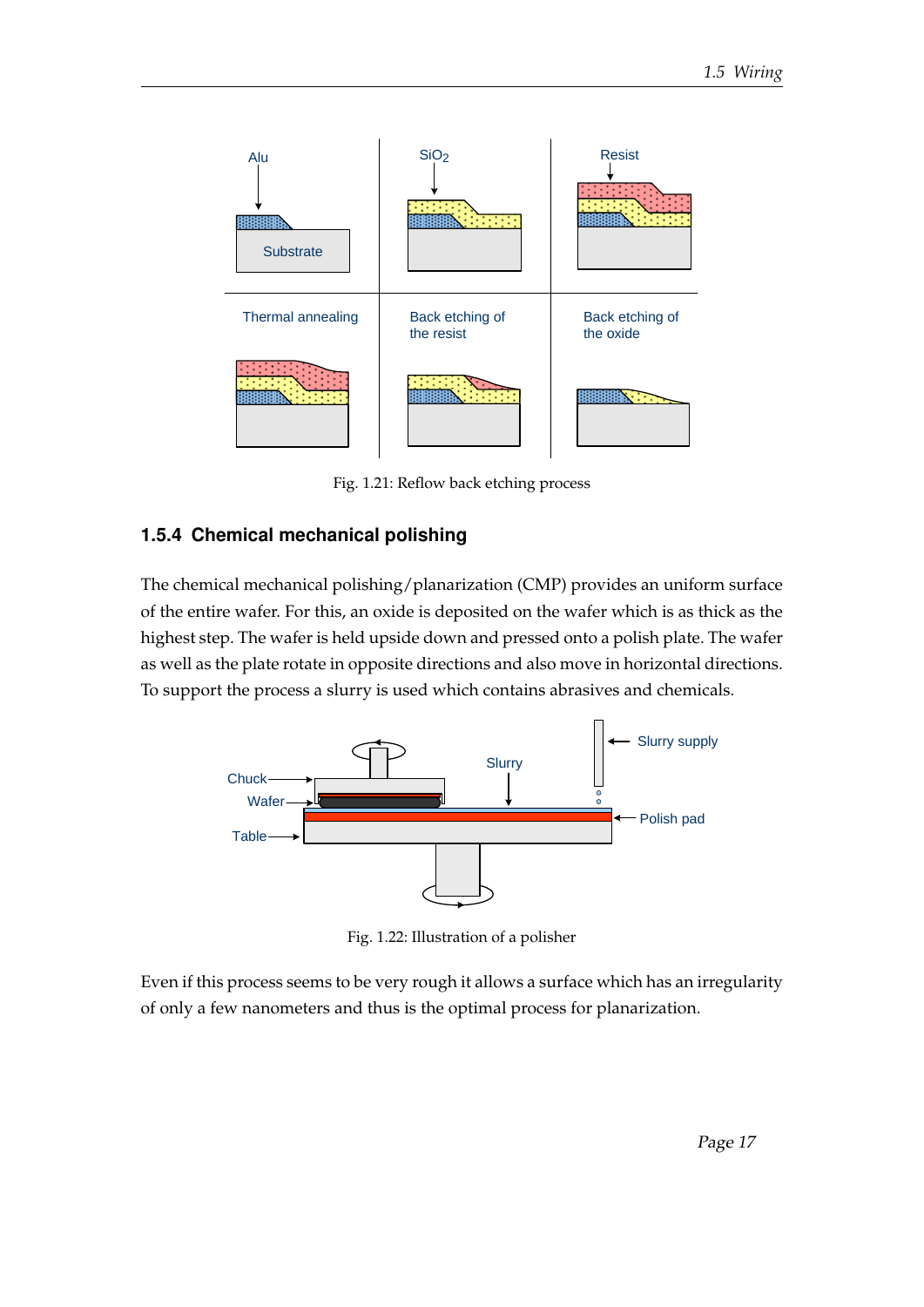Fig. 1.21: Reflow back etching process

### 1.5.4 Chemical mechanical polishing

The chemical mechanical polishing/planarization (CMP) provides an uniform surface of the entire wafer. For this, an oxide is deposited on the wafer which is as thick as the highest step. The wafer is held upside down and pressed onto a polish plate. The wafer as well as the plate rotate in opposite directions and also move in horizontal directions. To support the process a slurry is used which contains abrasives and chemicals.

Fig. 1.22: Illustration of a polisher

Even if this process seems to be very rough it allows a surface which has an irregularity of only a few nanometers and thus is the optimal process for planarization.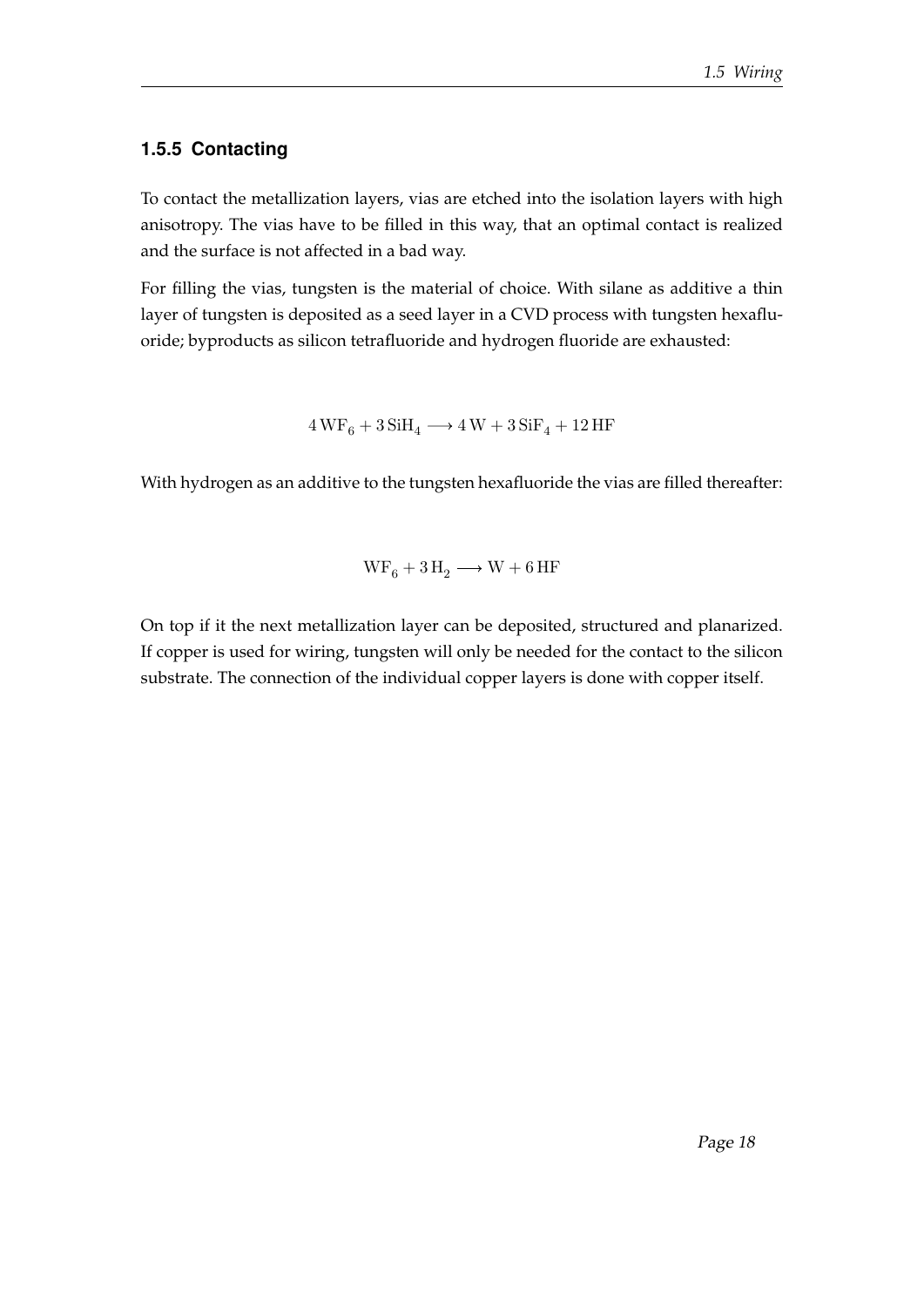### 1.5.5 Contacting

To contact the metallization layers, vias are etched into the isolation layers with high anisotropy. The vias have to be filled in this way, that an optimal contact is realized and the surface is not affected in a bad way.

For filling the vias, tungsten is the material of choice. With silane as additive a thin layer of tungsten is deposited as a seed layer in a CVD process with tungsten hexafluoride; byproducts as silicon tetrafluoride and hydrogen fluoride are exhausted:

$$4\,\mathrm{WF_6} + 3\,\mathrm{SiH_4} \longrightarrow 4\,\mathrm{W} + 3\,\mathrm{SiF_4} + 12\,\mathrm{HF}$$

With hydrogen as an additive to the tungsten hexafluoride the vias are filled thereafter:

$$\mathrm{WF_6} + 3\,\mathrm{H_2} \longrightarrow \mathrm{W} + 6\,\mathrm{HF}$$

On top if it the next metallization layer can be deposited, structured and planarized. If copper is used for wiring, tungsten will only be needed for the contact to the silicon substrate. The connection of the individual copper layers is done with copper itself.